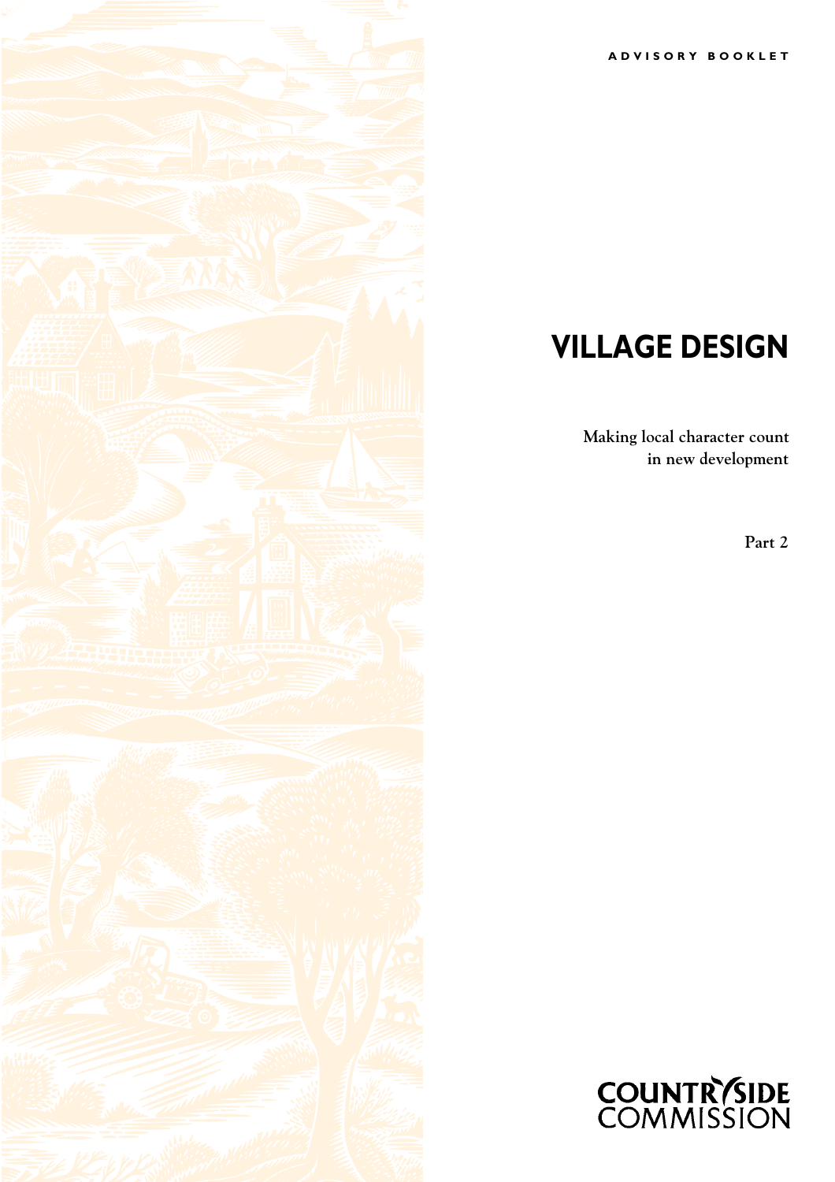ADVISORY BOOKLET

# VILLAGE DESIGN

**Making local character count in new development**

**Part 2**

COUNTRYSIDE COMMISSION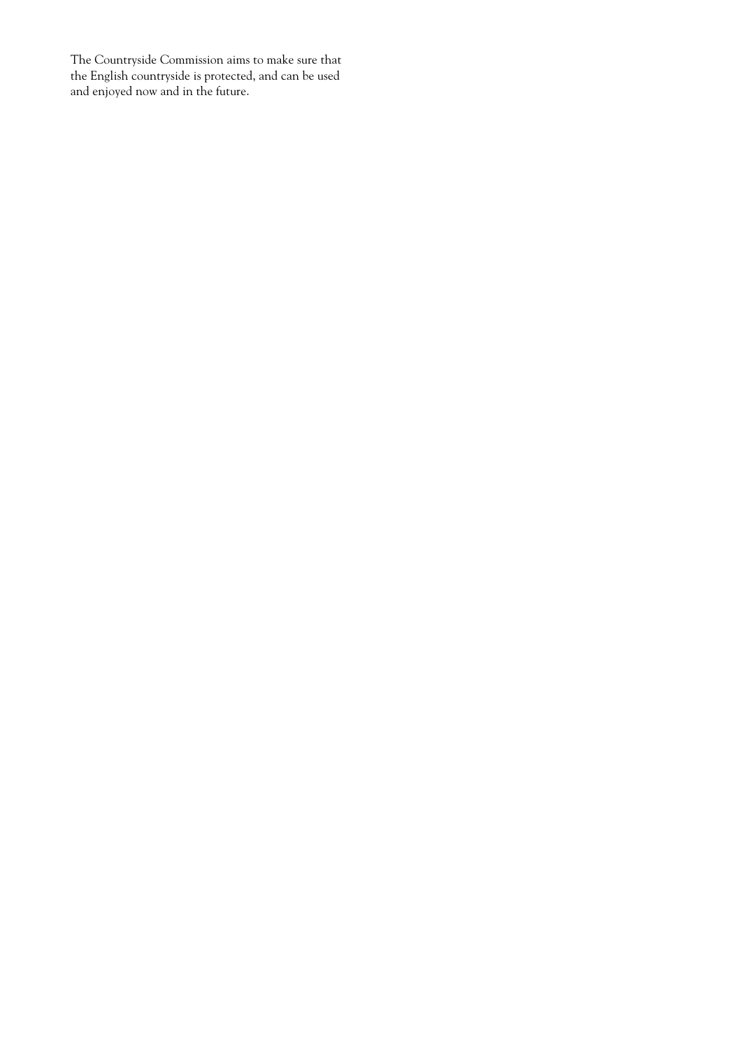The Countryside Commission aims to make sure that the English countryside is protected, and can be used and enjoyed now and in the future.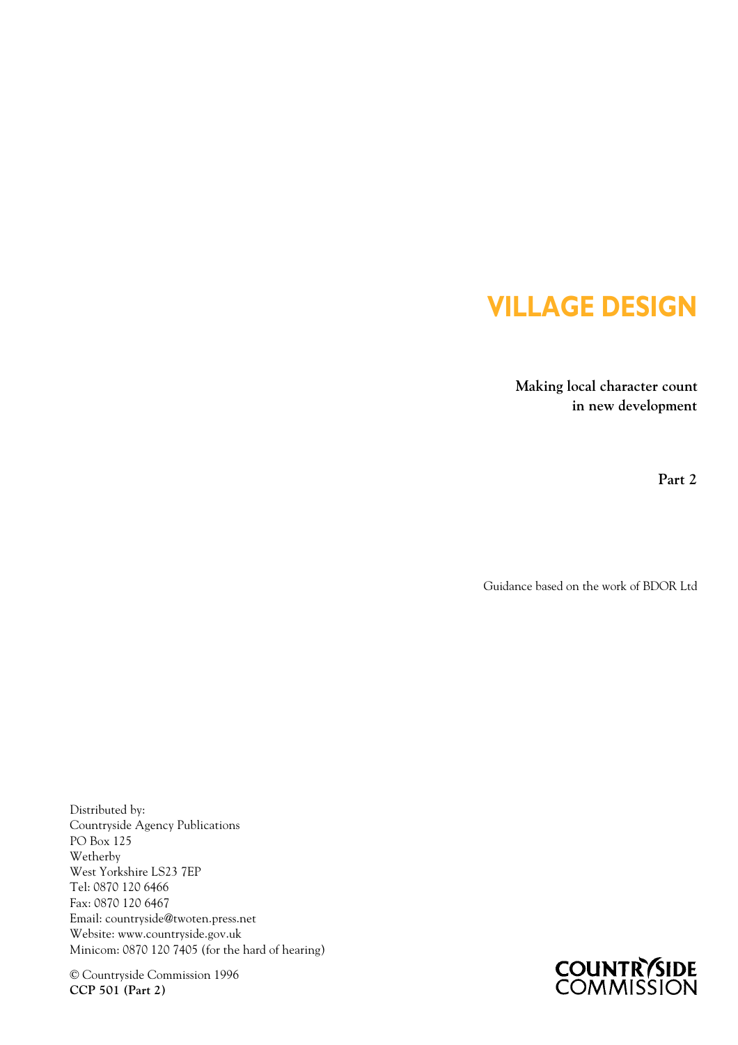# VILLAGE DESIGN

**Making local character count in new development**

**Part 2**

Guidance based on the work of BDOR Ltd

Distributed by:
Countryside Agency Publications
PO Box 125
Wetherby
West Yorkshire LS23 7EP
Tel: 0870 120 6466
Fax: 0870 120 6467
Email: countryside@twoten.press.net
Website: www.countryside.gov.uk
Minicom: 0870 120 7405 (for the hard of hearing)

© Countryside Commission 1996
**CCP 501 (Part 2)**

COUNTRYSIDE COMMISSION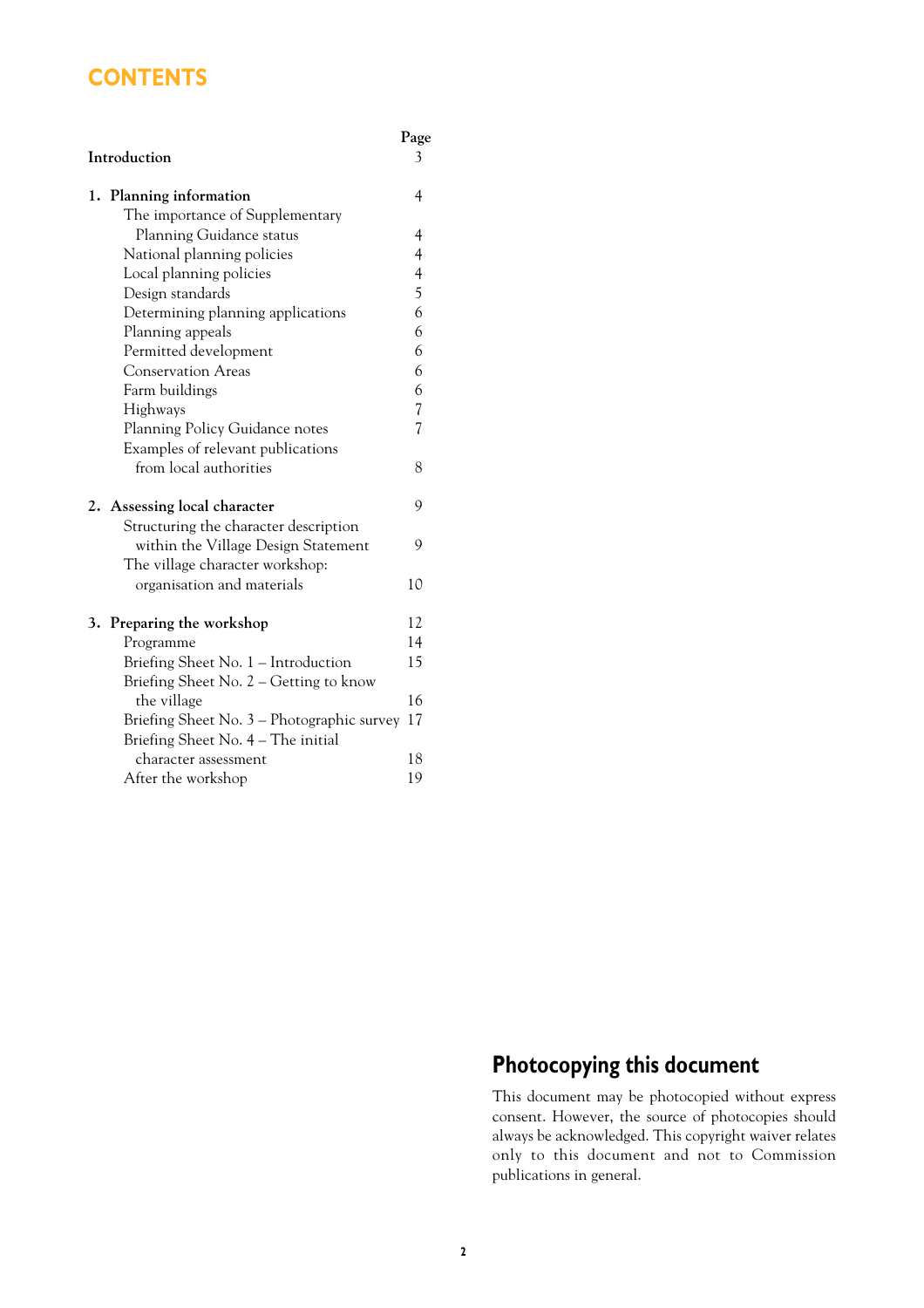# CONTENTS

| | Page |
|---|---|
| **Introduction** | 3 |
| **1. Planning information** | 4 |
| The importance of Supplementary Planning Guidance status | 4 |
| National planning policies | 4 |
| Local planning policies | 4 |
| Design standards | 5 |
| Determining planning applications | 6 |
| Planning appeals | 6 |
| Permitted development | 6 |
| Conservation Areas | 6 |
| Farm buildings | 6 |
| Highways | 7 |
| Planning Policy Guidance notes | 7 |
| Examples of relevant publications from local authorities | 8 |
| **2. Assessing local character** | 9 |
| Structuring the character description within the Village Design Statement | 9 |
| The village character workshop: organisation and materials | 10 |
| **3. Preparing the workshop** | 12 |
| Programme | 14 |
| Briefing Sheet No. 1 – Introduction | 15 |
| Briefing Sheet No. 2 – Getting to know the village | 16 |
| Briefing Sheet No. 3 – Photographic survey | 17 |
| Briefing Sheet No. 4 – The initial character assessment | 18 |
| After the workshop | 19 |

## Photocopying this document

This document may be photocopied without express consent. However, the source of photocopies should always be acknowledged. This copyright waiver relates only to this document and not to Commission publications in general.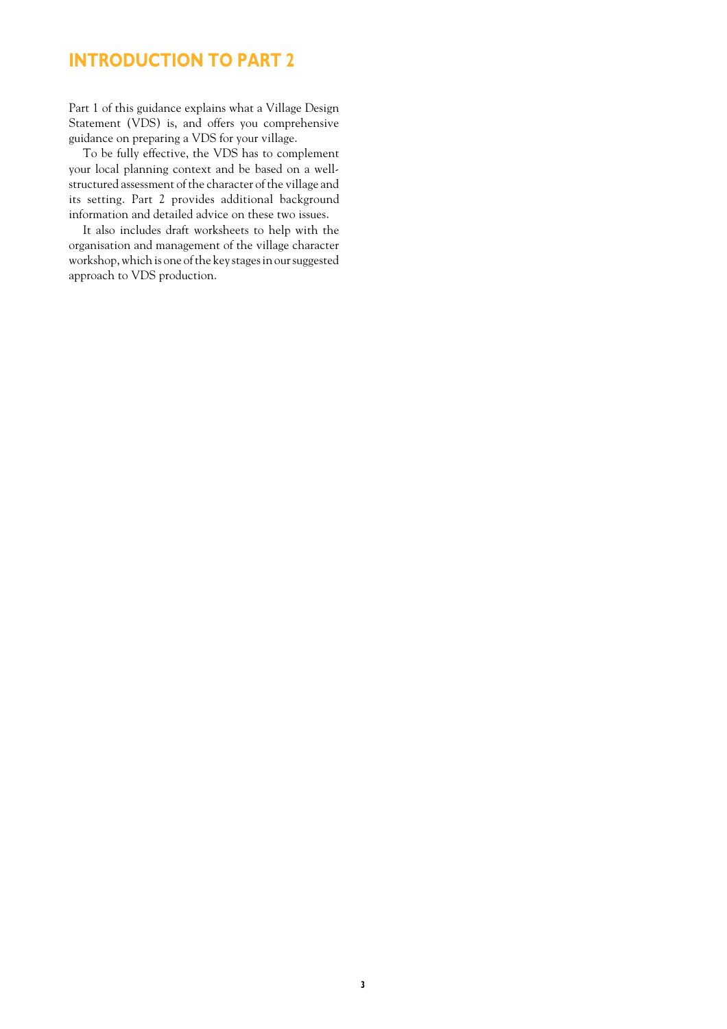# INTRODUCTION TO PART 2

Part 1 of this guidance explains what a Village Design Statement (VDS) is, and offers you comprehensive guidance on preparing a VDS for your village.

To be fully effective, the VDS has to complement your local planning context and be based on a well-structured assessment of the character of the village and its setting. Part 2 provides additional background information and detailed advice on these two issues.

It also includes draft worksheets to help with the organisation and management of the village character workshop, which is one of the key stages in our suggested approach to VDS production.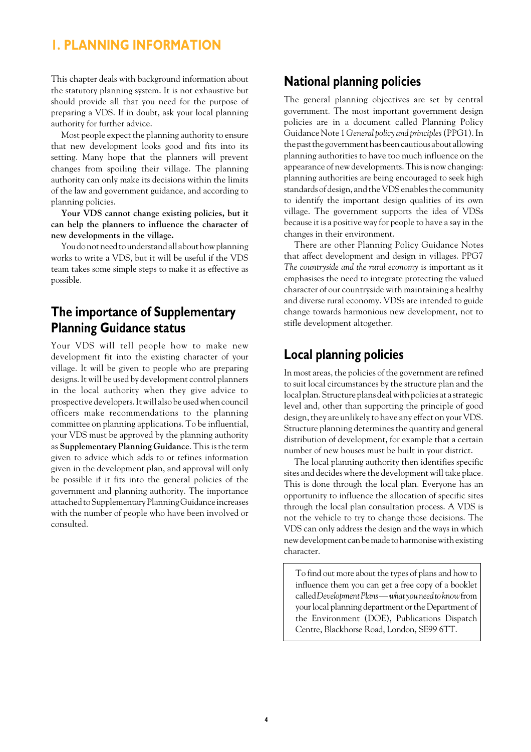# 1. PLANNING INFORMATION

This chapter deals with background information about the statutory planning system. It is not exhaustive but should provide all that you need for the purpose of preparing a VDS. If in doubt, ask your local planning authority for further advice.

Most people expect the planning authority to ensure that new development looks good and fits into its setting. Many hope that the planners will prevent changes from spoiling their village. The planning authority can only make its decisions within the limits of the law and government guidance, and according to planning policies.

**Your VDS cannot change existing policies, but it can help the planners to influence the character of new developments in the village.**

You do not need to understand all about how planning works to write a VDS, but it will be useful if the VDS team takes some simple steps to make it as effective as possible.

## The importance of Supplementary Planning Guidance status

Your VDS will tell people how to make new development fit into the existing character of your village. It will be given to people who are preparing designs. It will be used by development control planners in the local authority when they give advice to prospective developers. It will also be used when council officers make recommendations to the planning committee on planning applications. To be influential, your VDS must be approved by the planning authority as **Supplementary Planning Guidance**. This is the term given to advice which adds to or refines information given in the development plan, and approval will only be possible if it fits into the general policies of the government and planning authority. The importance attached to Supplementary Planning Guidance increases with the number of people who have been involved or consulted.

## National planning policies

The general planning objectives are set by central government. The most important government design policies are in a document called Planning Policy Guidance Note 1 *General policy and principles* (PPG1). In the past the government has been cautious about allowing planning authorities to have too much influence on the appearance of new developments. This is now changing: planning authorities are being encouraged to seek high standards of design, and the VDS enables the community to identify the important design qualities of its own village. The government supports the idea of VDSs because it is a positive way for people to have a say in the changes in their environment.

There are other Planning Policy Guidance Notes that affect development and design in villages. PPG7 *The countryside and the rural economy* is important as it emphasises the need to integrate protecting the valued character of our countryside with maintaining a healthy and diverse rural economy. VDSs are intended to guide change towards harmonious new development, not to stifle development altogether.

## Local planning policies

In most areas, the policies of the government are refined to suit local circumstances by the structure plan and the local plan. Structure plans deal with policies at a strategic level and, other than supporting the principle of good design, they are unlikely to have any effect on your VDS. Structure planning determines the quantity and general distribution of development, for example that a certain number of new houses must be built in your district.

The local planning authority then identifies specific sites and decides where the development will take place. This is done through the local plan. Everyone has an opportunity to influence the allocation of specific sites through the local plan consultation process. A VDS is not the vehicle to try to change those decisions. The VDS can only address the design and the ways in which new development can be made to harmonise with existing character.

> To find out more about the types of plans and how to influence them you can get a free copy of a booklet called *Development Plans — what you need to know* from your local planning department or the Department of the Environment (DOE), Publications Dispatch Centre, Blackhorse Road, London, SE99 6TT.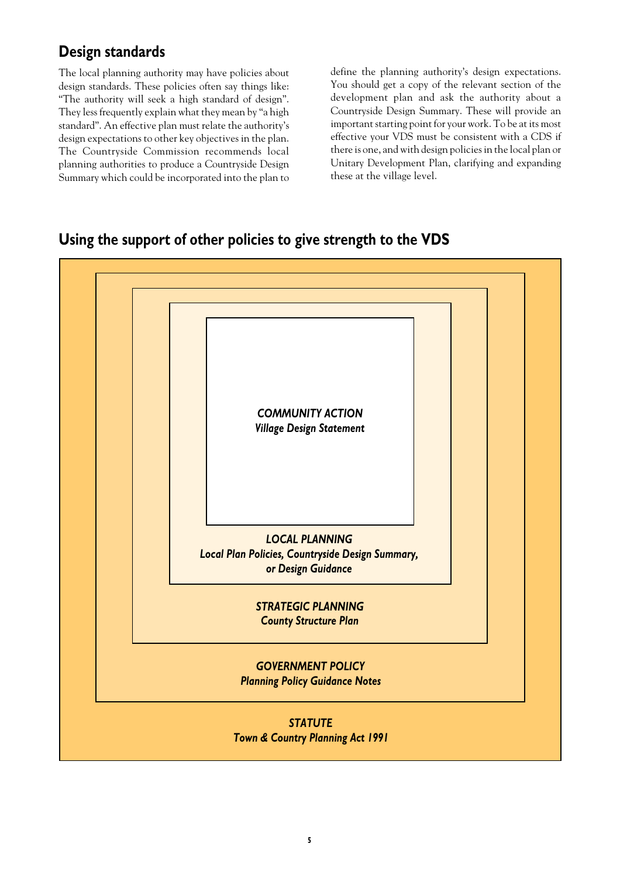## Design standards

The local planning authority may have policies about design standards. These policies often say things like: "The authority will seek a high standard of design". They less frequently explain what they mean by "a high standard". An effective plan must relate the authority's design expectations to other key objectives in the plan. The Countryside Commission recommends local planning authorities to produce a Countryside Design Summary which could be incorporated into the plan to define the planning authority's design expectations. You should get a copy of the relevant section of the development plan and ask the authority about a Countryside Design Summary. These will provide an important starting point for your work. To be at its most effective your VDS must be consistent with a CDS if there is one, and with design policies in the local plan or Unitary Development Plan, clarifying and expanding these at the village level.

## Using the support of other policies to give strength to the VDS

***COMMUNITY ACTION***
***Village Design Statement***

***LOCAL PLANNING***
***Local Plan Policies, Countryside Design Summary, or Design Guidance***

***STRATEGIC PLANNING***
***County Structure Plan***

***GOVERNMENT POLICY***
***Planning Policy Guidance Notes***

***STATUTE***
***Town & Country Planning Act 1991***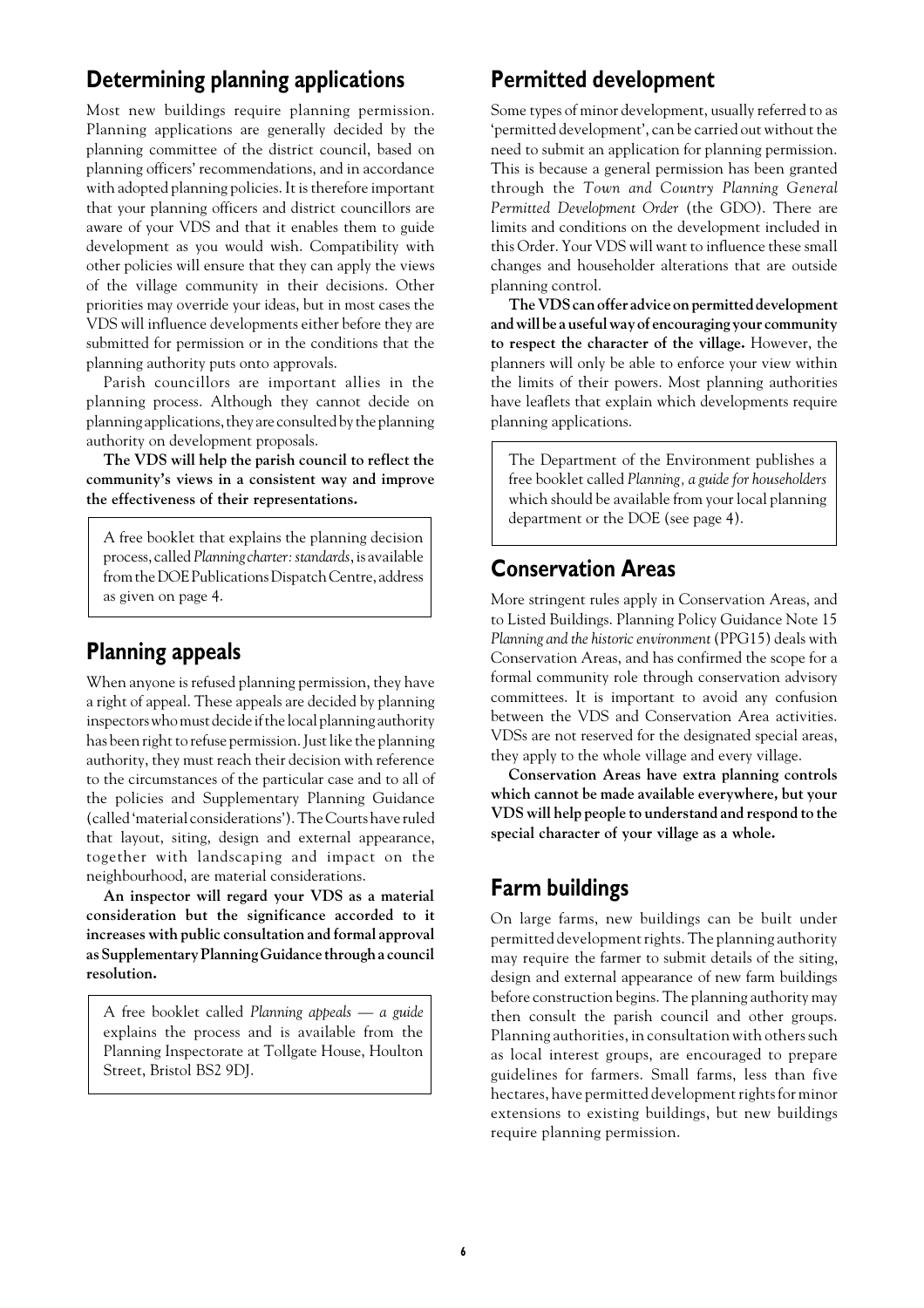## Determining planning applications

Most new buildings require planning permission. Planning applications are generally decided by the planning committee of the district council, based on planning officers' recommendations, and in accordance with adopted planning policies. It is therefore important that your planning officers and district councillors are aware of your VDS and that it enables them to guide development as you would wish. Compatibility with other policies will ensure that they can apply the views of the village community in their decisions. Other priorities may override your ideas, but in most cases the VDS will influence developments either before they are submitted for permission or in the conditions that the planning authority puts onto approvals.

Parish councillors are important allies in the planning process. Although they cannot decide on planning applications, they are consulted by the planning authority on development proposals.

**The VDS will help the parish council to reflect the community's views in a consistent way and improve the effectiveness of their representations.**

> A free booklet that explains the planning decision process, called *Planning charter: standards*, is available from the DOE Publications Dispatch Centre, address as given on page 4.

## Planning appeals

When anyone is refused planning permission, they have a right of appeal. These appeals are decided by planning inspectors who must decide if the local planning authority has been right to refuse permission. Just like the planning authority, they must reach their decision with reference to the circumstances of the particular case and to all of the policies and Supplementary Planning Guidance (called 'material considerations'). The Courts have ruled that layout, siting, design and external appearance, together with landscaping and impact on the neighbourhood, are material considerations.

**An inspector will regard your VDS as a material consideration but the significance accorded to it increases with public consultation and formal approval as Supplementary Planning Guidance through a council resolution.**

> A free booklet called *Planning appeals — a guide* explains the process and is available from the Planning Inspectorate at Tollgate House, Houlton Street, Bristol BS2 9DJ.

## Permitted development

Some types of minor development, usually referred to as 'permitted development', can be carried out without the need to submit an application for planning permission. This is because a general permission has been granted through the *Town and Country Planning General Permitted Development Order* (the GDO). There are limits and conditions on the development included in this Order. Your VDS will want to influence these small changes and householder alterations that are outside planning control.

**The VDS can offer advice on permitted development and will be a useful way of encouraging your community to respect the character of the village.** However, the planners will only be able to enforce your view within the limits of their powers. Most planning authorities have leaflets that explain which developments require planning applications.

> The Department of the Environment publishes a free booklet called *Planning, a guide for householders* which should be available from your local planning department or the DOE (see page 4).

## Conservation Areas

More stringent rules apply in Conservation Areas, and to Listed Buildings. Planning Policy Guidance Note 15 *Planning and the historic environment* (PPG15) deals with Conservation Areas, and has confirmed the scope for a formal community role through conservation advisory committees. It is important to avoid any confusion between the VDS and Conservation Area activities. VDSs are not reserved for the designated special areas, they apply to the whole village and every village.

**Conservation Areas have extra planning controls which cannot be made available everywhere, but your VDS will help people to understand and respond to the special character of your village as a whole.**

## Farm buildings

On large farms, new buildings can be built under permitted development rights. The planning authority may require the farmer to submit details of the siting, design and external appearance of new farm buildings before construction begins. The planning authority may then consult the parish council and other groups. Planning authorities, in consultation with others such as local interest groups, are encouraged to prepare guidelines for farmers. Small farms, less than five hectares, have permitted development rights for minor extensions to existing buildings, but new buildings require planning permission.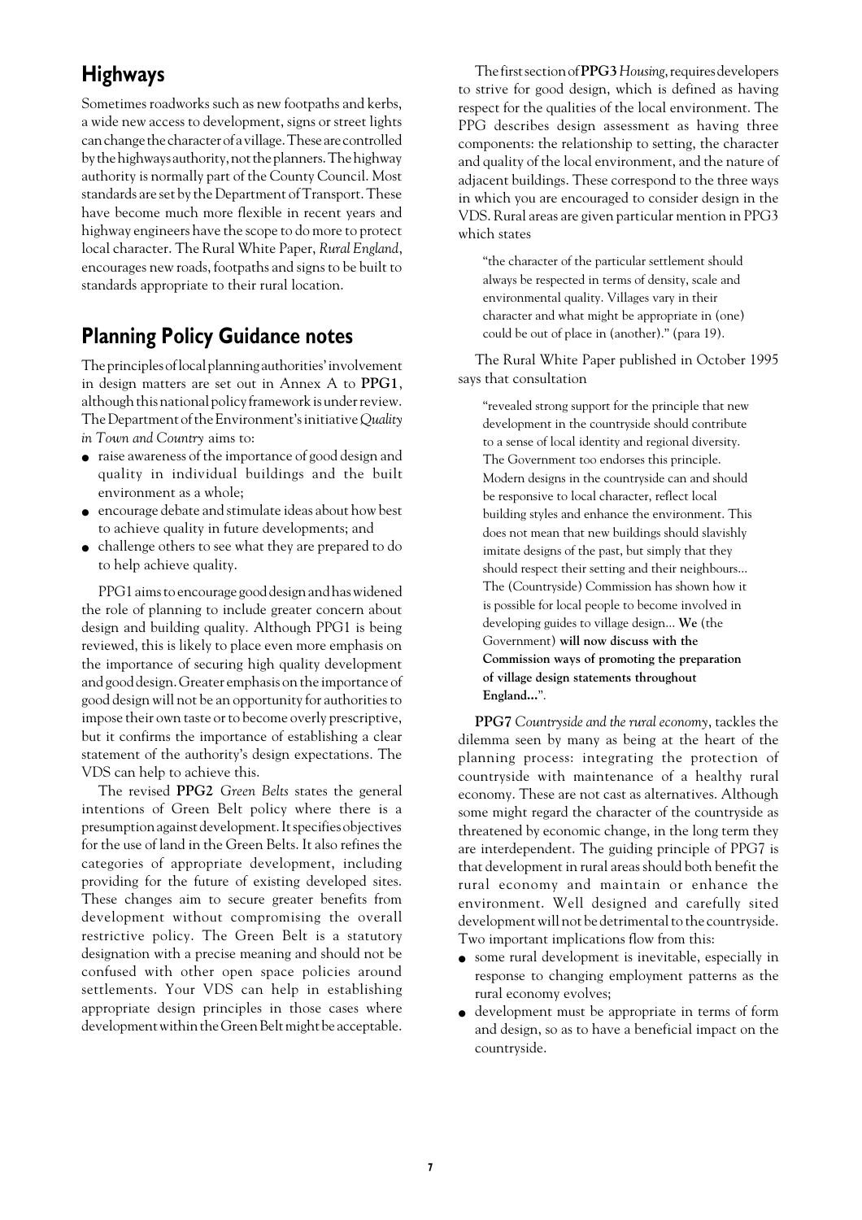## Highways

Sometimes roadworks such as new footpaths and kerbs, a wide new access to development, signs or street lights can change the character of a village. These are controlled by the highways authority, not the planners. The highway authority is normally part of the County Council. Most standards are set by the Department of Transport. These have become much more flexible in recent years and highway engineers have the scope to do more to protect local character. The Rural White Paper, *Rural England*, encourages new roads, footpaths and signs to be built to standards appropriate to their rural location.

## Planning Policy Guidance notes

The principles of local planning authorities' involvement in design matters are set out in Annex A to **PPG1**, although this national policy framework is under review. The Department of the Environment's initiative *Quality in Town and Country* aims to:

- raise awareness of the importance of good design and quality in individual buildings and the built environment as a whole;
- encourage debate and stimulate ideas about how best to achieve quality in future developments; and
- challenge others to see what they are prepared to do to help achieve quality.

PPG1 aims to encourage good design and has widened the role of planning to include greater concern about design and building quality. Although PPG1 is being reviewed, this is likely to place even more emphasis on the importance of securing high quality development and good design. Greater emphasis on the importance of good design will not be an opportunity for authorities to impose their own taste or to become overly prescriptive, but it confirms the importance of establishing a clear statement of the authority's design expectations. The VDS can help to achieve this.

The revised **PPG2** *Green Belts* states the general intentions of Green Belt policy where there is a presumption against development. It specifies objectives for the use of land in the Green Belts. It also refines the categories of appropriate development, including providing for the future of existing developed sites. These changes aim to secure greater benefits from development without compromising the overall restrictive policy. The Green Belt is a statutory designation with a precise meaning and should not be confused with other open space policies around settlements. Your VDS can help in establishing appropriate design principles in those cases where development within the Green Belt might be acceptable.

The first section of **PPG3** *Housing*, requires developers to strive for good design, which is defined as having respect for the qualities of the local environment. The PPG describes design assessment as having three components: the relationship to setting, the character and quality of the local environment, and the nature of adjacent buildings. These correspond to the three ways in which you are encouraged to consider design in the VDS. Rural areas are given particular mention in PPG3 which states

> "the character of the particular settlement should always be respected in terms of density, scale and environmental quality. Villages vary in their character and what might be appropriate in (one) could be out of place in (another)." (para 19).

The Rural White Paper published in October 1995 says that consultation

> "revealed strong support for the principle that new development in the countryside should contribute to a sense of local identity and regional diversity. The Government too endorses this principle. Modern designs in the countryside can and should be responsive to local character, reflect local building styles and enhance the environment. This does not mean that new buildings should slavishly imitate designs of the past, but simply that they should respect their setting and their neighbours... The (Countryside) Commission has shown how it is possible for local people to become involved in developing guides to village design... **We** (the Government) **will now discuss with the Commission ways of promoting the preparation of village design statements throughout England...**".

**PPG7** *Countryside and the rural economy*, tackles the dilemma seen by many as being at the heart of the planning process: integrating the protection of countryside with maintenance of a healthy rural economy. These are not cast as alternatives. Although some might regard the character of the countryside as threatened by economic change, in the long term they are interdependent. The guiding principle of PPG7 is that development in rural areas should both benefit the rural economy and maintain or enhance the environment. Well designed and carefully sited development will not be detrimental to the countryside. Two important implications flow from this:

- some rural development is inevitable, especially in response to changing employment patterns as the rural economy evolves;
- development must be appropriate in terms of form and design, so as to have a beneficial impact on the countryside.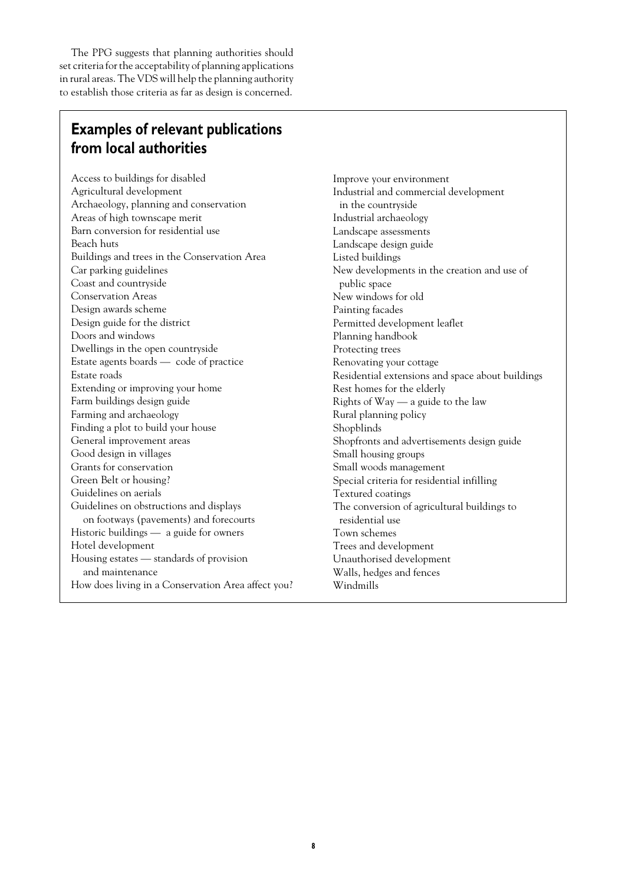The PPG suggests that planning authorities should set criteria for the acceptability of planning applications in rural areas. The VDS will help the planning authority to establish those criteria as far as design is concerned.

## Examples of relevant publications from local authorities

- Access to buildings for disabled
- Agricultural development
- Archaeology, planning and conservation
- Areas of high townscape merit
- Barn conversion for residential use
- Beach huts
- Buildings and trees in the Conservation Area
- Car parking guidelines
- Coast and countryside
- Conservation Areas
- Design awards scheme
- Design guide for the district
- Doors and windows
- Dwellings in the open countryside
- Estate agents boards — code of practice
- Estate roads
- Extending or improving your home
- Farm buildings design guide
- Farming and archaeology
- Finding a plot to build your house
- General improvement areas
- Good design in villages
- Grants for conservation
- Green Belt or housing?
- Guidelines on aerials
- Guidelines on obstructions and displays on footways (pavements) and forecourts
- Historic buildings — a guide for owners
- Hotel development
- Housing estates — standards of provision and maintenance
- How does living in a Conservation Area affect you?
- Improve your environment
- Industrial and commercial development in the countryside
- Industrial archaeology
- Landscape assessments
- Landscape design guide
- Listed buildings
- New developments in the creation and use of public space
- New windows for old
- Painting facades
- Permitted development leaflet
- Planning handbook
- Protecting trees
- Renovating your cottage
- Residential extensions and space about buildings
- Rest homes for the elderly
- Rights of Way — a guide to the law
- Rural planning policy
- Shopblinds
- Shopfronts and advertisements design guide
- Small housing groups
- Small woods management
- Special criteria for residential infilling
- Textured coatings
- The conversion of agricultural buildings to residential use
- Town schemes
- Trees and development
- Unauthorised development
- Walls, hedges and fences
- Windmills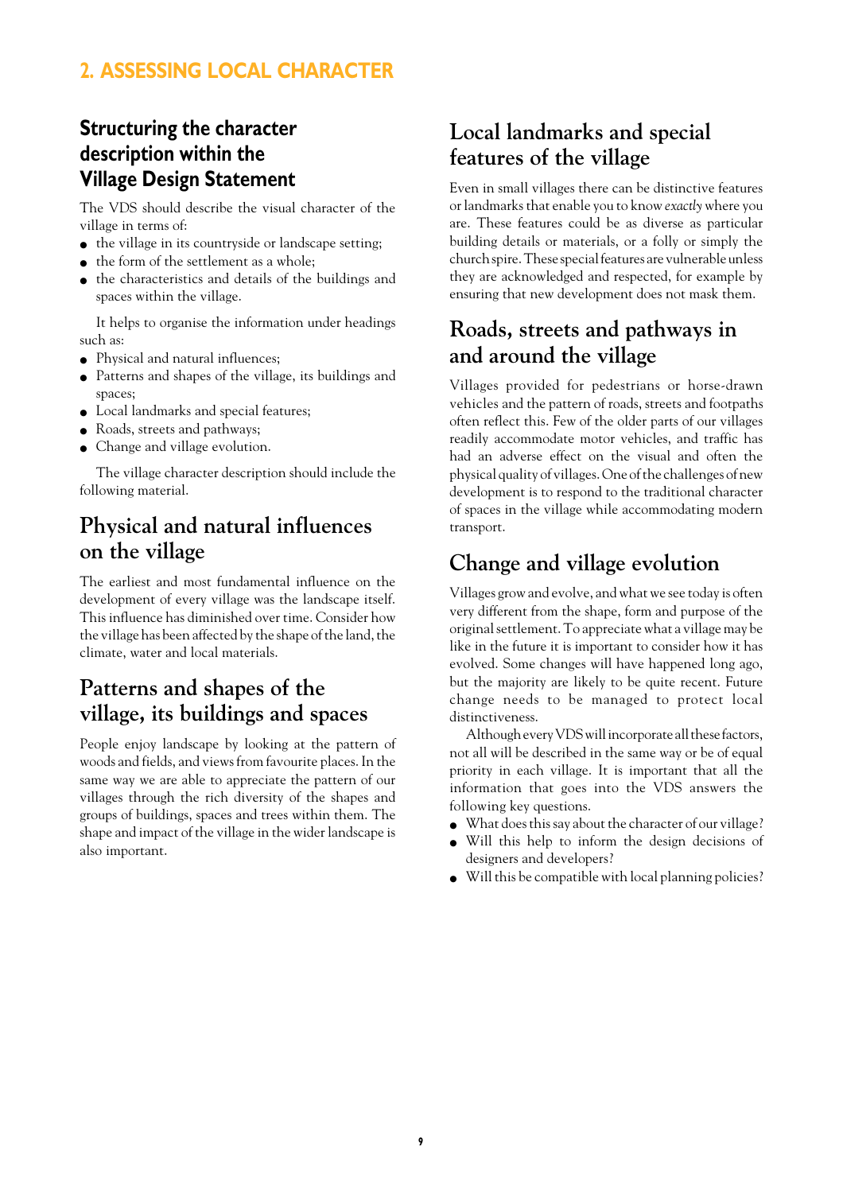## 2. ASSESSING LOCAL CHARACTER

### Structuring the character description within the Village Design Statement

The VDS should describe the visual character of the village in terms of:

- the village in its countryside or landscape setting;
- the form of the settlement as a whole;
- the characteristics and details of the buildings and spaces within the village.

It helps to organise the information under headings such as:

- Physical and natural influences;
- Patterns and shapes of the village, its buildings and spaces;
- Local landmarks and special features;
- Roads, streets and pathways;
- Change and village evolution.

The village character description should include the following material.

### Physical and natural influences on the village

The earliest and most fundamental influence on the development of every village was the landscape itself. This influence has diminished over time. Consider how the village has been affected by the shape of the land, the climate, water and local materials.

### Patterns and shapes of the village, its buildings and spaces

People enjoy landscape by looking at the pattern of woods and fields, and views from favourite places. In the same way we are able to appreciate the pattern of our villages through the rich diversity of the shapes and groups of buildings, spaces and trees within them. The shape and impact of the village in the wider landscape is also important.

### Local landmarks and special features of the village

Even in small villages there can be distinctive features or landmarks that enable you to know *exactly* where you are. These features could be as diverse as particular building details or materials, or a folly or simply the church spire. These special features are vulnerable unless they are acknowledged and respected, for example by ensuring that new development does not mask them.

### Roads, streets and pathways in and around the village

Villages provided for pedestrians or horse-drawn vehicles and the pattern of roads, streets and footpaths often reflect this. Few of the older parts of our villages readily accommodate motor vehicles, and traffic has had an adverse effect on the visual and often the physical quality of villages. One of the challenges of new development is to respond to the traditional character of spaces in the village while accommodating modern transport.

### Change and village evolution

Villages grow and evolve, and what we see today is often very different from the shape, form and purpose of the original settlement. To appreciate what a village may be like in the future it is important to consider how it has evolved. Some changes will have happened long ago, but the majority are likely to be quite recent. Future change needs to be managed to protect local distinctiveness.

Although every VDS will incorporate all these factors, not all will be described in the same way or be of equal priority in each village. It is important that all the information that goes into the VDS answers the following key questions.

- What does this say about the character of our village?
- Will this help to inform the design decisions of designers and developers?
- Will this be compatible with local planning policies?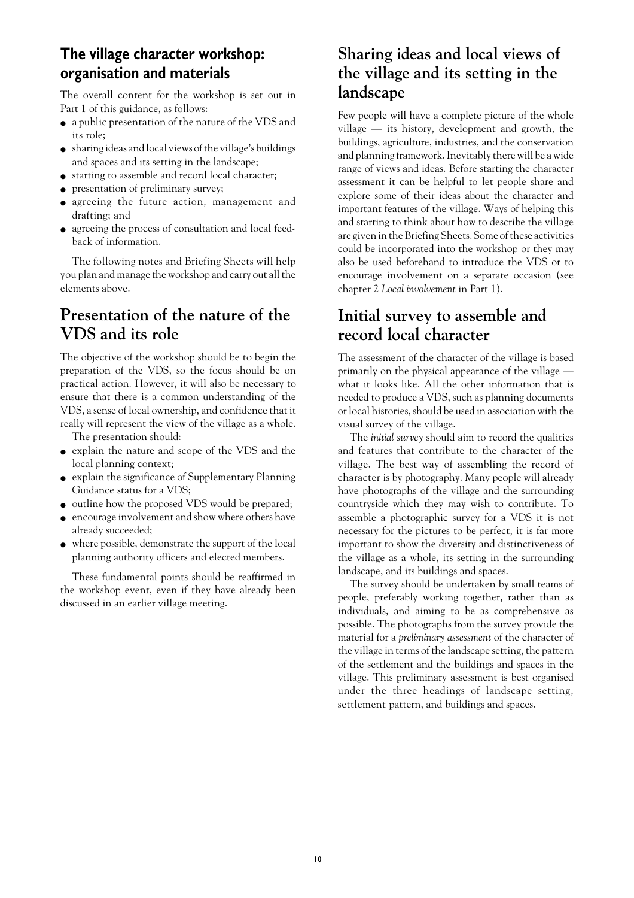## The village character workshop: organisation and materials

The overall content for the workshop is set out in Part 1 of this guidance, as follows:

- a public presentation of the nature of the VDS and its role;
- sharing ideas and local views of the village's buildings and spaces and its setting in the landscape;
- starting to assemble and record local character;
- presentation of preliminary survey;
- agreeing the future action, management and drafting; and
- agreeing the process of consultation and local feed-back of information.

The following notes and Briefing Sheets will help you plan and manage the workshop and carry out all the elements above.

## Presentation of the nature of the VDS and its role

The objective of the workshop should be to begin the preparation of the VDS, so the focus should be on practical action. However, it will also be necessary to ensure that there is a common understanding of the VDS, a sense of local ownership, and confidence that it really will represent the view of the village as a whole.

The presentation should:

- explain the nature and scope of the VDS and the local planning context;
- explain the significance of Supplementary Planning Guidance status for a VDS;
- outline how the proposed VDS would be prepared;
- encourage involvement and show where others have already succeeded;
- where possible, demonstrate the support of the local planning authority officers and elected members.

These fundamental points should be reaffirmed in the workshop event, even if they have already been discussed in an earlier village meeting.

## Sharing ideas and local views of the village and its setting in the landscape

Few people will have a complete picture of the whole village — its history, development and growth, the buildings, agriculture, industries, and the conservation and planning framework. Inevitably there will be a wide range of views and ideas. Before starting the character assessment it can be helpful to let people share and explore some of their ideas about the character and important features of the village. Ways of helping this and starting to think about how to describe the village are given in the Briefing Sheets. Some of these activities could be incorporated into the workshop or they may also be used beforehand to introduce the VDS or to encourage involvement on a separate occasion (see chapter 2 *Local involvement* in Part 1).

## Initial survey to assemble and record local character

The assessment of the character of the village is based primarily on the physical appearance of the village — what it looks like. All the other information that is needed to produce a VDS, such as planning documents or local histories, should be used in association with the visual survey of the village.

The *initial survey* should aim to record the qualities and features that contribute to the character of the village. The best way of assembling the record of character is by photography. Many people will already have photographs of the village and the surrounding countryside which they may wish to contribute. To assemble a photographic survey for a VDS it is not necessary for the pictures to be perfect, it is far more important to show the diversity and distinctiveness of the village as a whole, its setting in the surrounding landscape, and its buildings and spaces.

The survey should be undertaken by small teams of people, preferably working together, rather than as individuals, and aiming to be as comprehensive as possible. The photographs from the survey provide the material for a *preliminary assessment* of the character of the village in terms of the landscape setting, the pattern of the settlement and the buildings and spaces in the village. This preliminary assessment is best organised under the three headings of landscape setting, settlement pattern, and buildings and spaces.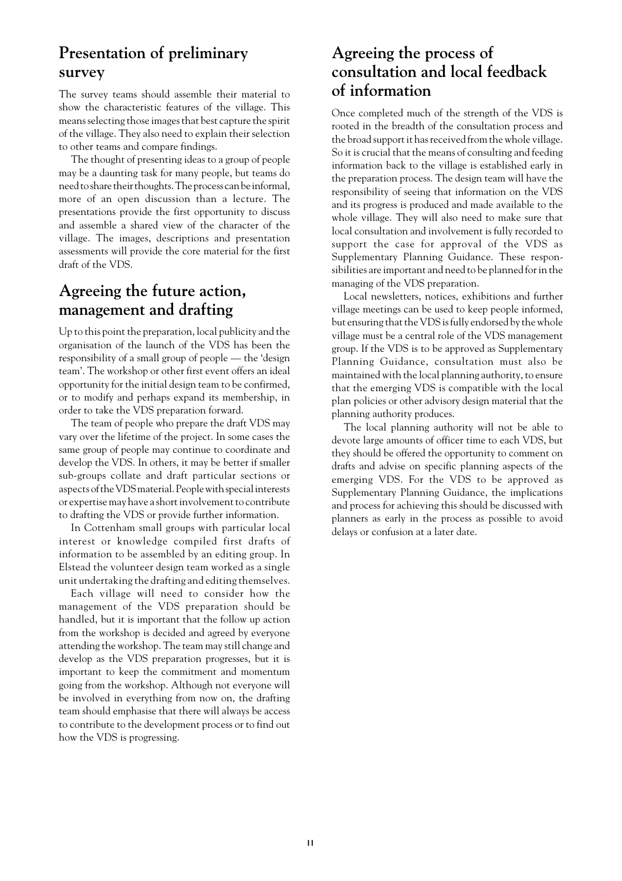## Presentation of preliminary survey

The survey teams should assemble their material to show the characteristic features of the village. This means selecting those images that best capture the spirit of the village. They also need to explain their selection to other teams and compare findings.

The thought of presenting ideas to a group of people may be a daunting task for many people, but teams do need to share their thoughts. The process can be informal, more of an open discussion than a lecture. The presentations provide the first opportunity to discuss and assemble a shared view of the character of the village. The images, descriptions and presentation assessments will provide the core material for the first draft of the VDS.

## Agreeing the future action, management and drafting

Up to this point the preparation, local publicity and the organisation of the launch of the VDS has been the responsibility of a small group of people — the 'design team'. The workshop or other first event offers an ideal opportunity for the initial design team to be confirmed, or to modify and perhaps expand its membership, in order to take the VDS preparation forward.

The team of people who prepare the draft VDS may vary over the lifetime of the project. In some cases the same group of people may continue to coordinate and develop the VDS. In others, it may be better if smaller sub-groups collate and draft particular sections or aspects of the VDS material. People with special interests or expertise may have a short involvement to contribute to drafting the VDS or provide further information.

In Cottenham small groups with particular local interest or knowledge compiled first drafts of information to be assembled by an editing group. In Elstead the volunteer design team worked as a single unit undertaking the drafting and editing themselves.

Each village will need to consider how the management of the VDS preparation should be handled, but it is important that the follow up action from the workshop is decided and agreed by everyone attending the workshop. The team may still change and develop as the VDS preparation progresses, but it is important to keep the commitment and momentum going from the workshop. Although not everyone will be involved in everything from now on, the drafting team should emphasise that there will always be access to contribute to the development process or to find out how the VDS is progressing.

## Agreeing the process of consultation and local feedback of information

Once completed much of the strength of the VDS is rooted in the breadth of the consultation process and the broad support it has received from the whole village. So it is crucial that the means of consulting and feeding information back to the village is established early in the preparation process. The design team will have the responsibility of seeing that information on the VDS and its progress is produced and made available to the whole village. They will also need to make sure that local consultation and involvement is fully recorded to support the case for approval of the VDS as Supplementary Planning Guidance. These responsibilities are important and need to be planned for in the managing of the VDS preparation.

Local newsletters, notices, exhibitions and further village meetings can be used to keep people informed, but ensuring that the VDS is fully endorsed by the whole village must be a central role of the VDS management group. If the VDS is to be approved as Supplementary Planning Guidance, consultation must also be maintained with the local planning authority, to ensure that the emerging VDS is compatible with the local plan policies or other advisory design material that the planning authority produces.

The local planning authority will not be able to devote large amounts of officer time to each VDS, but they should be offered the opportunity to comment on drafts and advise on specific planning aspects of the emerging VDS. For the VDS to be approved as Supplementary Planning Guidance, the implications and process for achieving this should be discussed with planners as early in the process as possible to avoid delays or confusion at a later date.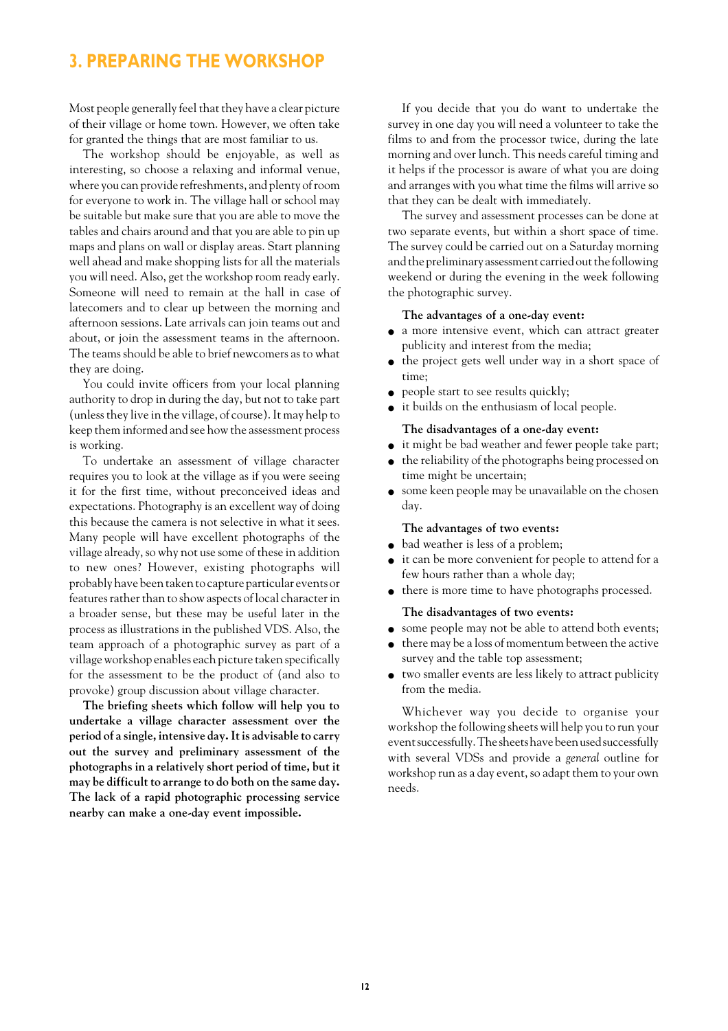## 3. PREPARING THE WORKSHOP

Most people generally feel that they have a clear picture of their village or home town. However, we often take for granted the things that are most familiar to us.

The workshop should be enjoyable, as well as interesting, so choose a relaxing and informal venue, where you can provide refreshments, and plenty of room for everyone to work in. The village hall or school may be suitable but make sure that you are able to move the tables and chairs around and that you are able to pin up maps and plans on wall or display areas. Start planning well ahead and make shopping lists for all the materials you will need. Also, get the workshop room ready early. Someone will need to remain at the hall in case of latecomers and to clear up between the morning and afternoon sessions. Late arrivals can join teams out and about, or join the assessment teams in the afternoon. The teams should be able to brief newcomers as to what they are doing.

You could invite officers from your local planning authority to drop in during the day, but not to take part (unless they live in the village, of course). It may help to keep them informed and see how the assessment process is working.

To undertake an assessment of village character requires you to look at the village as if you were seeing it for the first time, without preconceived ideas and expectations. Photography is an excellent way of doing this because the camera is not selective in what it sees. Many people will have excellent photographs of the village already, so why not use some of these in addition to new ones? However, existing photographs will probably have been taken to capture particular events or features rather than to show aspects of local character in a broader sense, but these may be useful later in the process as illustrations in the published VDS. Also, the team approach of a photographic survey as part of a village workshop enables each picture taken specifically for the assessment to be the product of (and also to provoke) group discussion about village character.

**The briefing sheets which follow will help you to undertake a village character assessment over the period of a single, intensive day. It is advisable to carry out the survey and preliminary assessment of the photographs in a relatively short period of time, but it may be difficult to arrange to do both on the same day. The lack of a rapid photographic processing service nearby can make a one-day event impossible.**

If you decide that you do want to undertake the survey in one day you will need a volunteer to take the films to and from the processor twice, during the late morning and over lunch. This needs careful timing and it helps if the processor is aware of what you are doing and arranges with you what time the films will arrive so that they can be dealt with immediately.

The survey and assessment processes can be done at two separate events, but within a short space of time. The survey could be carried out on a Saturday morning and the preliminary assessment carried out the following weekend or during the evening in the week following the photographic survey.

**The advantages of a one-day event:**

- a more intensive event, which can attract greater publicity and interest from the media;
- the project gets well under way in a short space of time;
- people start to see results quickly;
- it builds on the enthusiasm of local people.

**The disadvantages of a one-day event:**

- it might be bad weather and fewer people take part;
- the reliability of the photographs being processed on time might be uncertain;
- some keen people may be unavailable on the chosen day.

**The advantages of two events:**

- bad weather is less of a problem;
- it can be more convenient for people to attend for a few hours rather than a whole day;
- there is more time to have photographs processed.

**The disadvantages of two events:**

- some people may not be able to attend both events;
- there may be a loss of momentum between the active survey and the table top assessment;
- two smaller events are less likely to attract publicity from the media.

Whichever way you decide to organise your workshop the following sheets will help you to run your event successfully. The sheets have been used successfully with several VDSs and provide a *general* outline for workshop run as a day event, so adapt them to your own needs.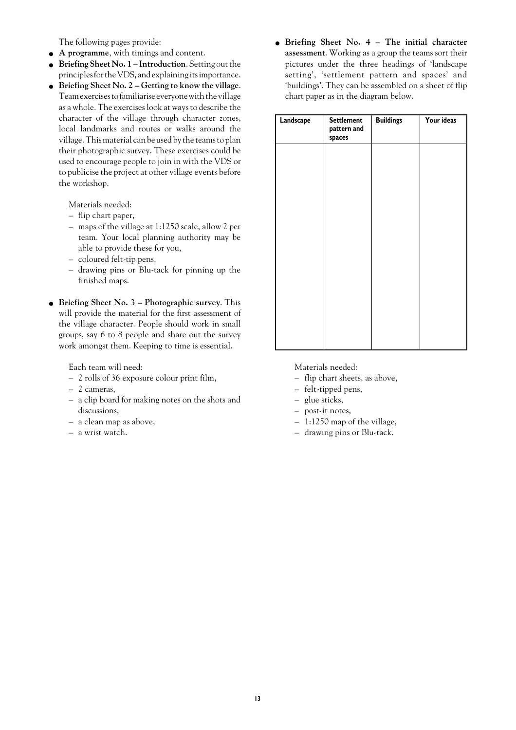The following pages provide:

- **A programme**, with timings and content.
- **Briefing Sheet No. 1 – Introduction**. Setting out the principles for the VDS, and explaining its importance.
- **Briefing Sheet No. 2 – Getting to know the village**. Team exercises to familiarise everyone with the village as a whole. The exercises look at ways to describe the character of the village through character zones, local landmarks and routes or walks around the village. This material can be used by the teams to plan their photographic survey. These exercises could be used to encourage people to join in with the VDS or to publicise the project at other village events before the workshop.

  Materials needed:
  - flip chart paper,
  - maps of the village at 1:1250 scale, allow 2 per team. Your local planning authority may be able to provide these for you,
  - coloured felt-tip pens,
  - drawing pins or Blu-tack for pinning up the finished maps.

- **Briefing Sheet No. 3 – Photographic survey**. This will provide the material for the first assessment of the village character. People should work in small groups, say 6 to 8 people and share out the survey work amongst them. Keeping to time is essential.

  Each team will need:
  - 2 rolls of 36 exposure colour print film,
  - 2 cameras,
  - a clip board for making notes on the shots and discussions,
  - a clean map as above,
  - a wrist watch.

- **Briefing Sheet No. 4 – The initial character assessment**. Working as a group the teams sort their pictures under the three headings of 'landscape setting', 'settlement pattern and spaces' and 'buildings'. They can be assembled on a sheet of flip chart paper as in the diagram below.

| Landscape | Settlement pattern and spaces | Buildings | Your ideas |
|---|---|---|---|
| | | | |

  Materials needed:
  - flip chart sheets, as above,
  - felt-tipped pens,
  - glue sticks,
  - post-it notes,
  - 1:1250 map of the village,
  - drawing pins or Blu-tack.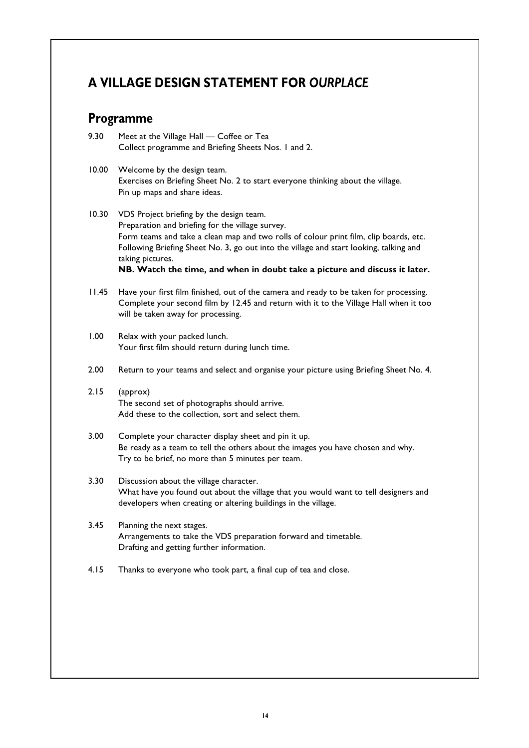# A VILLAGE DESIGN STATEMENT FOR *OURPLACE*

## Programme

9.30 Meet at the Village Hall — Coffee or Tea
Collect programme and Briefing Sheets Nos. 1 and 2.

10.00 Welcome by the design team.
Exercises on Briefing Sheet No. 2 to start everyone thinking about the village.
Pin up maps and share ideas.

10.30 VDS Project briefing by the design team.
Preparation and briefing for the village survey.
Form teams and take a clean map and two rolls of colour print film, clip boards, etc.
Following Briefing Sheet No. 3, go out into the village and start looking, talking and taking pictures.
**NB. Watch the time, and when in doubt take a picture and discuss it later.**

11.45 Have your first film finished, out of the camera and ready to be taken for processing.
Complete your second film by 12.45 and return with it to the Village Hall when it too will be taken away for processing.

1.00 Relax with your packed lunch.
Your first film should return during lunch time.

2.00 Return to your teams and select and organise your picture using Briefing Sheet No. 4.

2.15 (approx)
The second set of photographs should arrive.
Add these to the collection, sort and select them.

3.00 Complete your character display sheet and pin it up.
Be ready as a team to tell the others about the images you have chosen and why.
Try to be brief, no more than 5 minutes per team.

3.30 Discussion about the village character.
What have you found out about the village that you would want to tell designers and developers when creating or altering buildings in the village.

3.45 Planning the next stages.
Arrangements to take the VDS preparation forward and timetable.
Drafting and getting further information.

4.15 Thanks to everyone who took part, a final cup of tea and close.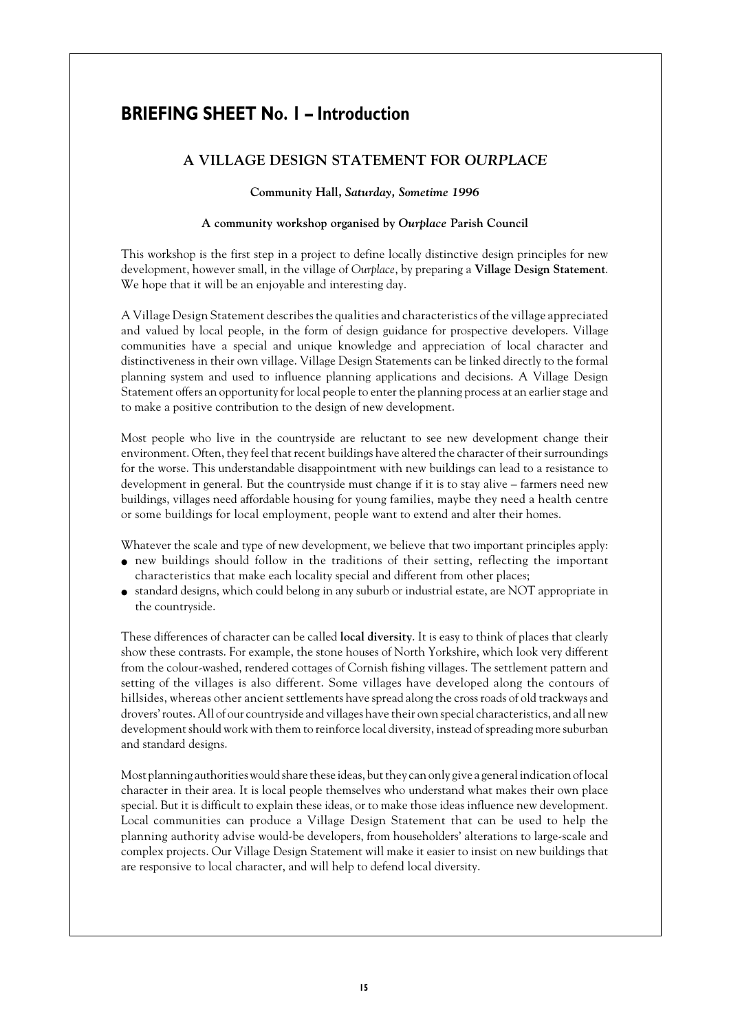# BRIEFING SHEET No. 1 – Introduction

## A VILLAGE DESIGN STATEMENT FOR *OURPLACE*

**Community Hall,** ***Saturday, Sometime 1996***

**A community workshop organised by** ***Ourplace*** **Parish Council**

This workshop is the first step in a project to define locally distinctive design principles for new development, however small, in the village of *Ourplace*, by preparing a **Village Design Statement**. We hope that it will be an enjoyable and interesting day.

A Village Design Statement describes the qualities and characteristics of the village appreciated and valued by local people, in the form of design guidance for prospective developers. Village communities have a special and unique knowledge and appreciation of local character and distinctiveness in their own village. Village Design Statements can be linked directly to the formal planning system and used to influence planning applications and decisions. A Village Design Statement offers an opportunity for local people to enter the planning process at an earlier stage and to make a positive contribution to the design of new development.

Most people who live in the countryside are reluctant to see new development change their environment. Often, they feel that recent buildings have altered the character of their surroundings for the worse. This understandable disappointment with new buildings can lead to a resistance to development in general. But the countryside must change if it is to stay alive – farmers need new buildings, villages need affordable housing for young families, maybe they need a health centre or some buildings for local employment, people want to extend and alter their homes.

Whatever the scale and type of new development, we believe that two important principles apply:

- new buildings should follow in the traditions of their setting, reflecting the important characteristics that make each locality special and different from other places;
- standard designs, which could belong in any suburb or industrial estate, are NOT appropriate in the countryside.

These differences of character can be called **local diversity**. It is easy to think of places that clearly show these contrasts. For example, the stone houses of North Yorkshire, which look very different from the colour-washed, rendered cottages of Cornish fishing villages. The settlement pattern and setting of the villages is also different. Some villages have developed along the contours of hillsides, whereas other ancient settlements have spread along the cross roads of old trackways and drovers' routes. All of our countryside and villages have their own special characteristics, and all new development should work with them to reinforce local diversity, instead of spreading more suburban and standard designs.

Most planning authorities would share these ideas, but they can only give a general indication of local character in their area. It is local people themselves who understand what makes their own place special. But it is difficult to explain these ideas, or to make those ideas influence new development. Local communities can produce a Village Design Statement that can be used to help the planning authority advise would-be developers, from householders' alterations to large-scale and complex projects. Our Village Design Statement will make it easier to insist on new buildings that are responsive to local character, and will help to defend local diversity.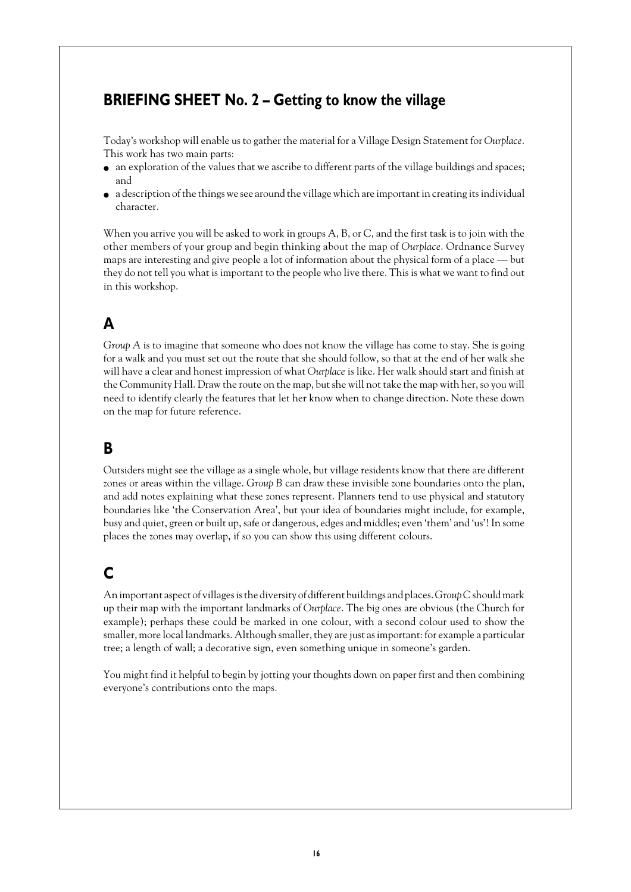## BRIEFING SHEET No. 2 – Getting to know the village

Today's workshop will enable us to gather the material for a Village Design Statement for *Ourplace*. This work has two main parts:

- an exploration of the values that we ascribe to different parts of the village buildings and spaces; and
- a description of the things we see around the village which are important in creating its individual character.

When you arrive you will be asked to work in groups A, B, or C, and the first task is to join with the other members of your group and begin thinking about the map of *Ourplace*. Ordnance Survey maps are interesting and give people a lot of information about the physical form of a place — but they do not tell you what is important to the people who live there. This is what we want to find out in this workshop.

### A

*Group A* is to imagine that someone who does not know the village has come to stay. She is going for a walk and you must set out the route that she should follow, so that at the end of her walk she will have a clear and honest impression of what *Ourplace* is like. Her walk should start and finish at the Community Hall. Draw the route on the map, but she will not take the map with her, so you will need to identify clearly the features that let her know when to change direction. Note these down on the map for future reference.

### B

Outsiders might see the village as a single whole, but village residents know that there are different zones or areas within the village. *Group B* can draw these invisible zone boundaries onto the plan, and add notes explaining what these zones represent. Planners tend to use physical and statutory boundaries like 'the Conservation Area', but your idea of boundaries might include, for example, busy and quiet, green or built up, safe or dangerous, edges and middles; even 'them' and 'us'! In some places the zones may overlap, if so you can show this using different colours.

### C

An important aspect of villages is the diversity of different buildings and places. *Group C* should mark up their map with the important landmarks of *Ourplace*. The big ones are obvious (the Church for example); perhaps these could be marked in one colour, with a second colour used to show the smaller, more local landmarks. Although smaller, they are just as important: for example a particular tree; a length of wall; a decorative sign, even something unique in someone's garden.

You might find it helpful to begin by jotting your thoughts down on paper first and then combining everyone's contributions onto the maps.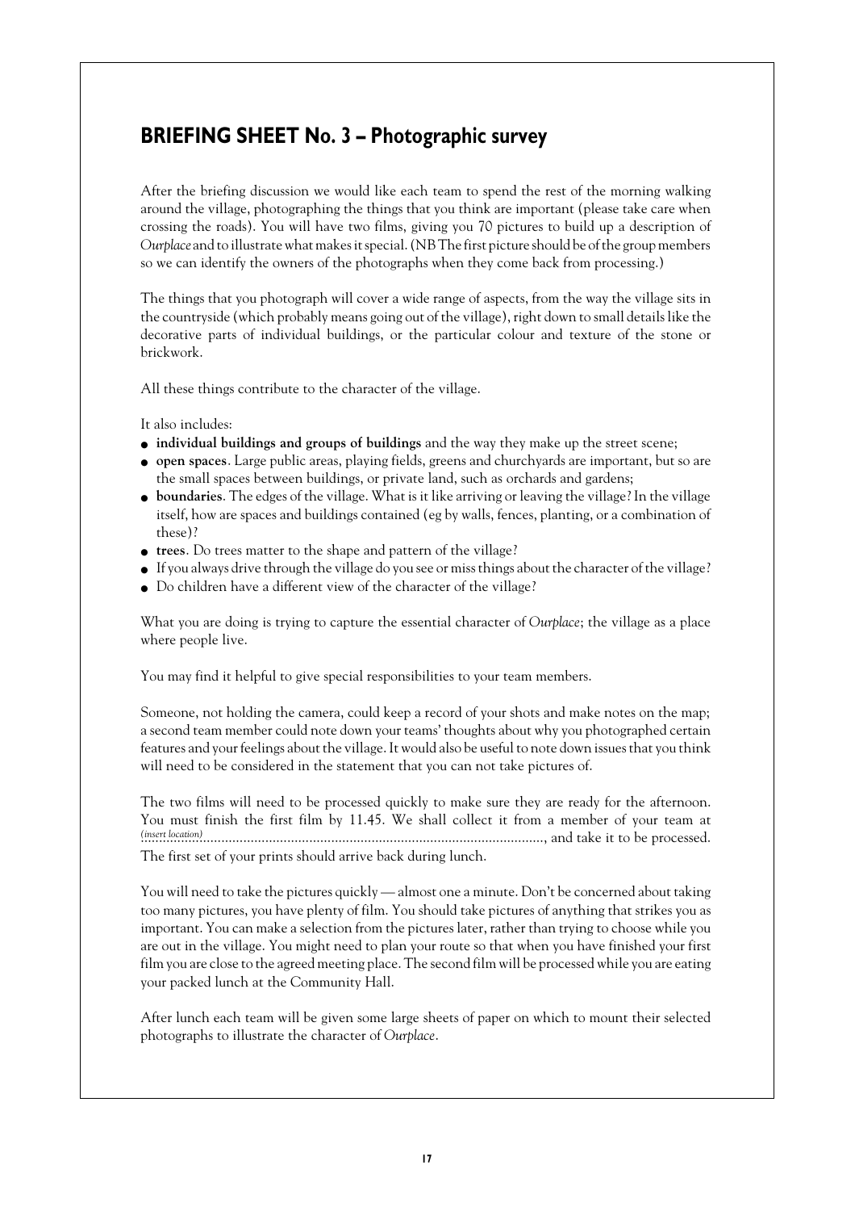## BRIEFING SHEET No. 3 – Photographic survey

After the briefing discussion we would like each team to spend the rest of the morning walking around the village, photographing the things that you think are important (please take care when crossing the roads). You will have two films, giving you 70 pictures to build up a description of *Ourplace* and to illustrate what makes it special. (NB The first picture should be of the group members so we can identify the owners of the photographs when they come back from processing.)

The things that you photograph will cover a wide range of aspects, from the way the village sits in the countryside (which probably means going out of the village), right down to small details like the decorative parts of individual buildings, or the particular colour and texture of the stone or brickwork.

All these things contribute to the character of the village.

It also includes:

- **individual buildings and groups of buildings** and the way they make up the street scene;
- **open spaces**. Large public areas, playing fields, greens and churchyards are important, but so are the small spaces between buildings, or private land, such as orchards and gardens;
- **boundaries**. The edges of the village. What is it like arriving or leaving the village? In the village itself, how are spaces and buildings contained (eg by walls, fences, planting, or a combination of these)?
- **trees**. Do trees matter to the shape and pattern of the village?
- If you always drive through the village do you see or miss things about the character of the village?
- Do children have a different view of the character of the village?

What you are doing is trying to capture the essential character of *Ourplace*; the village as a place where people live.

You may find it helpful to give special responsibilities to your team members.

Someone, not holding the camera, could keep a record of your shots and make notes on the map; a second team member could note down your teams' thoughts about why you photographed certain features and your feelings about the village. It would also be useful to note down issues that you think will need to be considered in the statement that you can not take pictures of.

The two films will need to be processed quickly to make sure they are ready for the afternoon. You must finish the first film by 11.45. We shall collect it from a member of your team at *(insert location)*................................................................................................, and take it to be processed. The first set of your prints should arrive back during lunch.

You will need to take the pictures quickly — almost one a minute. Don't be concerned about taking too many pictures, you have plenty of film. You should take pictures of anything that strikes you as important. You can make a selection from the pictures later, rather than trying to choose while you are out in the village. You might need to plan your route so that when you have finished your first film you are close to the agreed meeting place. The second film will be processed while you are eating your packed lunch at the Community Hall.

After lunch each team will be given some large sheets of paper on which to mount their selected photographs to illustrate the character of *Ourplace*.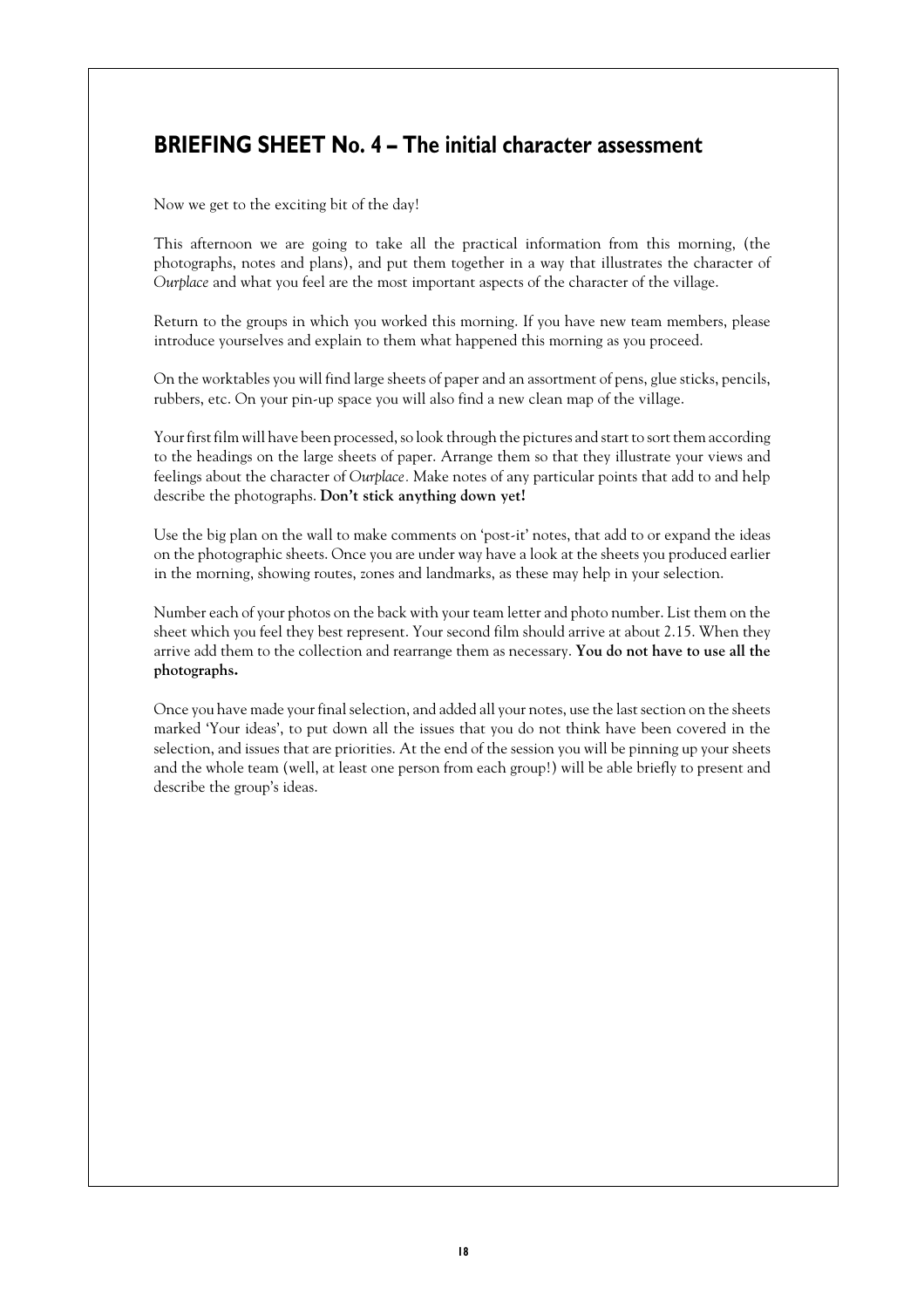## BRIEFING SHEET No. 4 – The initial character assessment

Now we get to the exciting bit of the day!

This afternoon we are going to take all the practical information from this morning, (the photographs, notes and plans), and put them together in a way that illustrates the character of *Ourplace* and what you feel are the most important aspects of the character of the village.

Return to the groups in which you worked this morning. If you have new team members, please introduce yourselves and explain to them what happened this morning as you proceed.

On the worktables you will find large sheets of paper and an assortment of pens, glue sticks, pencils, rubbers, etc. On your pin-up space you will also find a new clean map of the village.

Your first film will have been processed, so look through the pictures and start to sort them according to the headings on the large sheets of paper. Arrange them so that they illustrate your views and feelings about the character of *Ourplace*. Make notes of any particular points that add to and help describe the photographs. **Don't stick anything down yet!**

Use the big plan on the wall to make comments on 'post-it' notes, that add to or expand the ideas on the photographic sheets. Once you are under way have a look at the sheets you produced earlier in the morning, showing routes, zones and landmarks, as these may help in your selection.

Number each of your photos on the back with your team letter and photo number. List them on the sheet which you feel they best represent. Your second film should arrive at about 2.15. When they arrive add them to the collection and rearrange them as necessary. **You do not have to use all the photographs.**

Once you have made your final selection, and added all your notes, use the last section on the sheets marked 'Your ideas', to put down all the issues that you do not think have been covered in the selection, and issues that are priorities. At the end of the session you will be pinning up your sheets and the whole team (well, at least one person from each group!) will be able briefly to present and describe the group's ideas.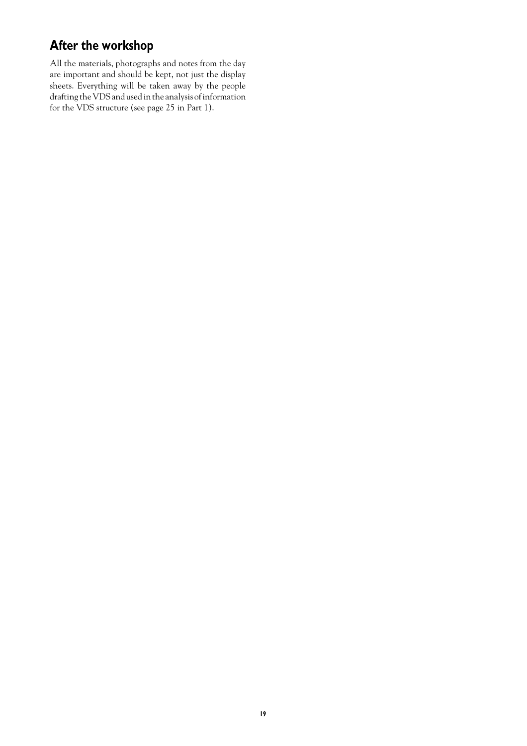## After the workshop

All the materials, photographs and notes from the day are important and should be kept, not just the display sheets. Everything will be taken away by the people drafting the VDS and used in the analysis of information for the VDS structure (see page 25 in Part 1).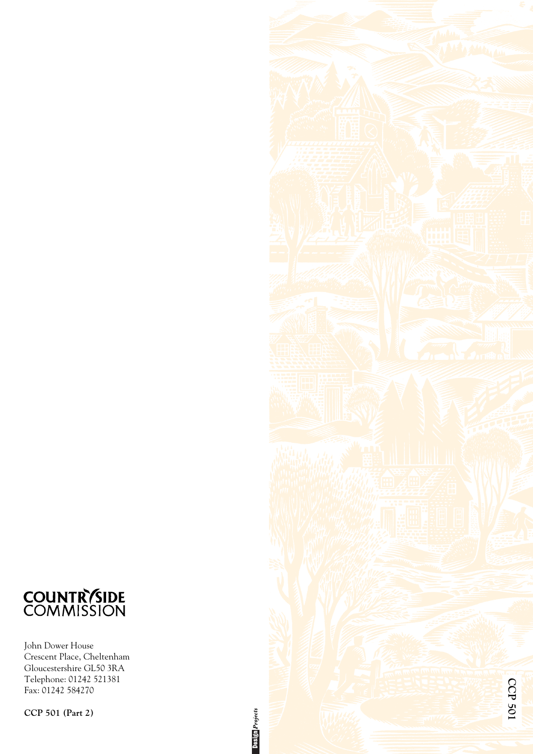**COUNTRYSIDE COMMISSION**

John Dower House
Crescent Place, Cheltenham
Gloucestershire GL50 3RA
Telephone: 01242 521381
Fax: 01242 584270

**CCP 501 (Part 2)**

Design Projects

CCP 501